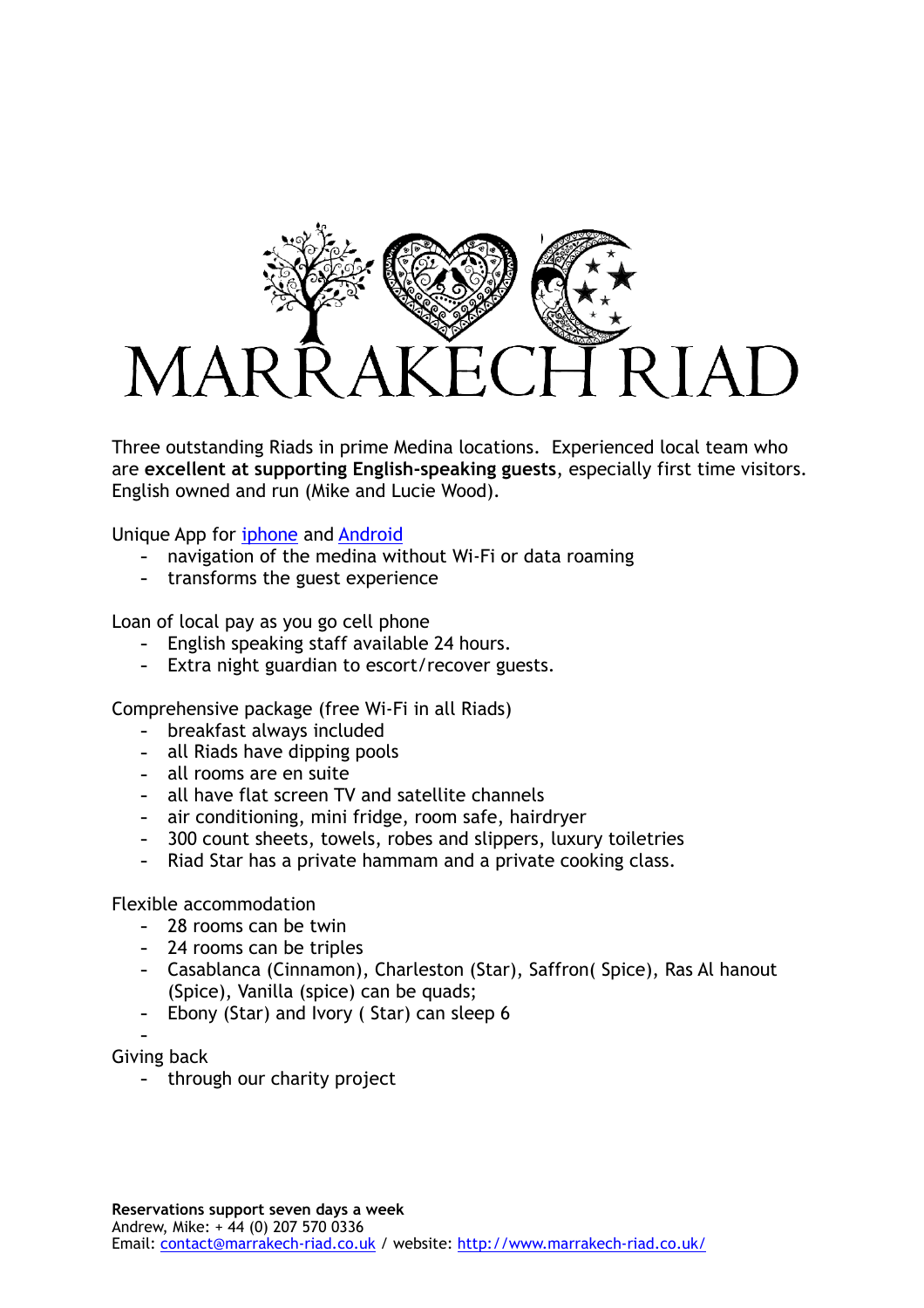# MARRAKECH RIAD

Three outstanding Riads in prime Medina locations. Experienced local team who are **excellent at supporting English-speaking guests**, especially first time visitors. English owned and run (Mike and Lucie Wood).

Unique App for [iphone]() and [Android]()

- navigation of the medina without Wi-Fi or data roaming
- transforms the guest experience

Loan of local pay as you go cell phone

- English speaking staff available 24 hours.
- Extra night guardian to escort/recover guests.

Comprehensive package (free Wi-Fi in all Riads)

- breakfast always included
- all Riads have dipping pools
- all rooms are en suite
- all have flat screen TV and satellite channels
- air conditioning, mini fridge, room safe, hairdryer
- 300 count sheets, towels, robes and slippers, luxury toiletries
- Riad Star has a private hammam and a private cooking class.

Flexible accommodation

- 28 rooms can be twin
- 24 rooms can be triples
- Casablanca (Cinnamon), Charleston (Star), Saffron( Spice), Ras Al hanout (Spice), Vanilla (spice) can be quads;
- Ebony (Star) and Ivory ( Star) can sleep 6
-

Giving back

- through our charity project

**Reservations support seven days a week**
Andrew, Mike: + 44 (0) 207 570 0336
Email: [contact@marrakech-riad.co.uk](mailto:contact@marrakech-riad.co.uk) / website: [http://www.marrakech-riad.co.uk/](http://www.marrakech-riad.co.uk/)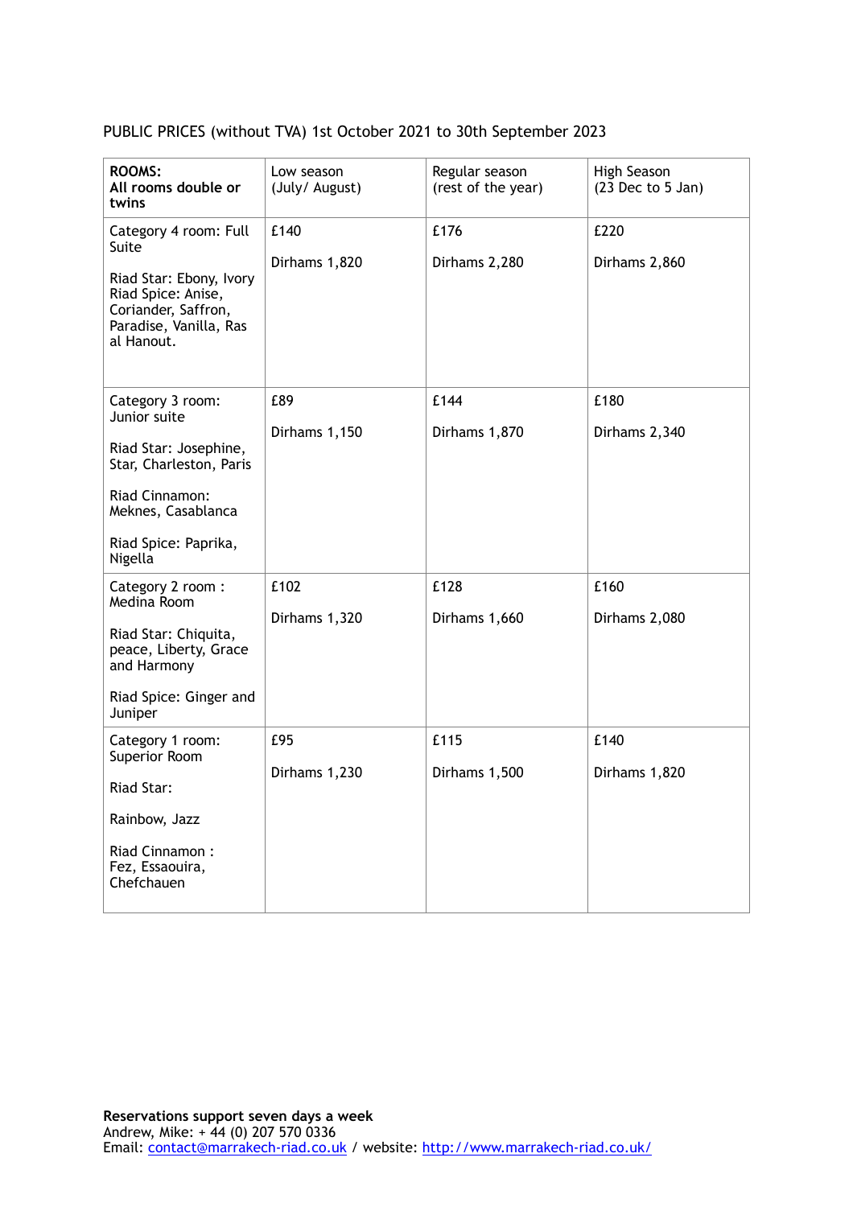PUBLIC PRICES (without TVA) 1st October 2021 to 30th September 2023

| **ROOMS: All rooms double or twins** | Low season (July/ August) | Regular season (rest of the year) | High Season (23 Dec to 5 Jan) |
|---|---|---|---|
| Category 4 room: Full Suite<br><br>Riad Star: Ebony, Ivory<br>Riad Spice: Anise, Coriander, Saffron, Paradise, Vanilla, Ras al Hanout. | £140<br><br>Dirhams 1,820 | £176<br><br>Dirhams 2,280 | £220<br><br>Dirhams 2,860 |
| Category 3 room: Junior suite<br><br>Riad Star: Josephine, Star, Charleston, Paris<br><br>Riad Cinnamon: Meknes, Casablanca<br><br>Riad Spice: Paprika, Nigella | £89<br><br>Dirhams 1,150 | £144<br><br>Dirhams 1,870 | £180<br><br>Dirhams 2,340 |
| Category 2 room : Medina Room<br><br>Riad Star: Chiquita, peace, Liberty, Grace and Harmony<br><br>Riad Spice: Ginger and Juniper | £102<br><br>Dirhams 1,320 | £128<br><br>Dirhams 1,660 | £160<br><br>Dirhams 2,080 |
| Category 1 room: Superior Room<br><br>Riad Star:<br><br>Rainbow, Jazz<br><br>Riad Cinnamon : Fez, Essaouira, Chefchauen | £95<br><br>Dirhams 1,230 | £115<br><br>Dirhams 1,500 | £140<br><br>Dirhams 1,820 |

**Reservations support seven days a week**
Andrew, Mike: + 44 (0) 207 570 0336
Email: contact@marrakech-riad.co.uk / website: http://www.marrakech-riad.co.uk/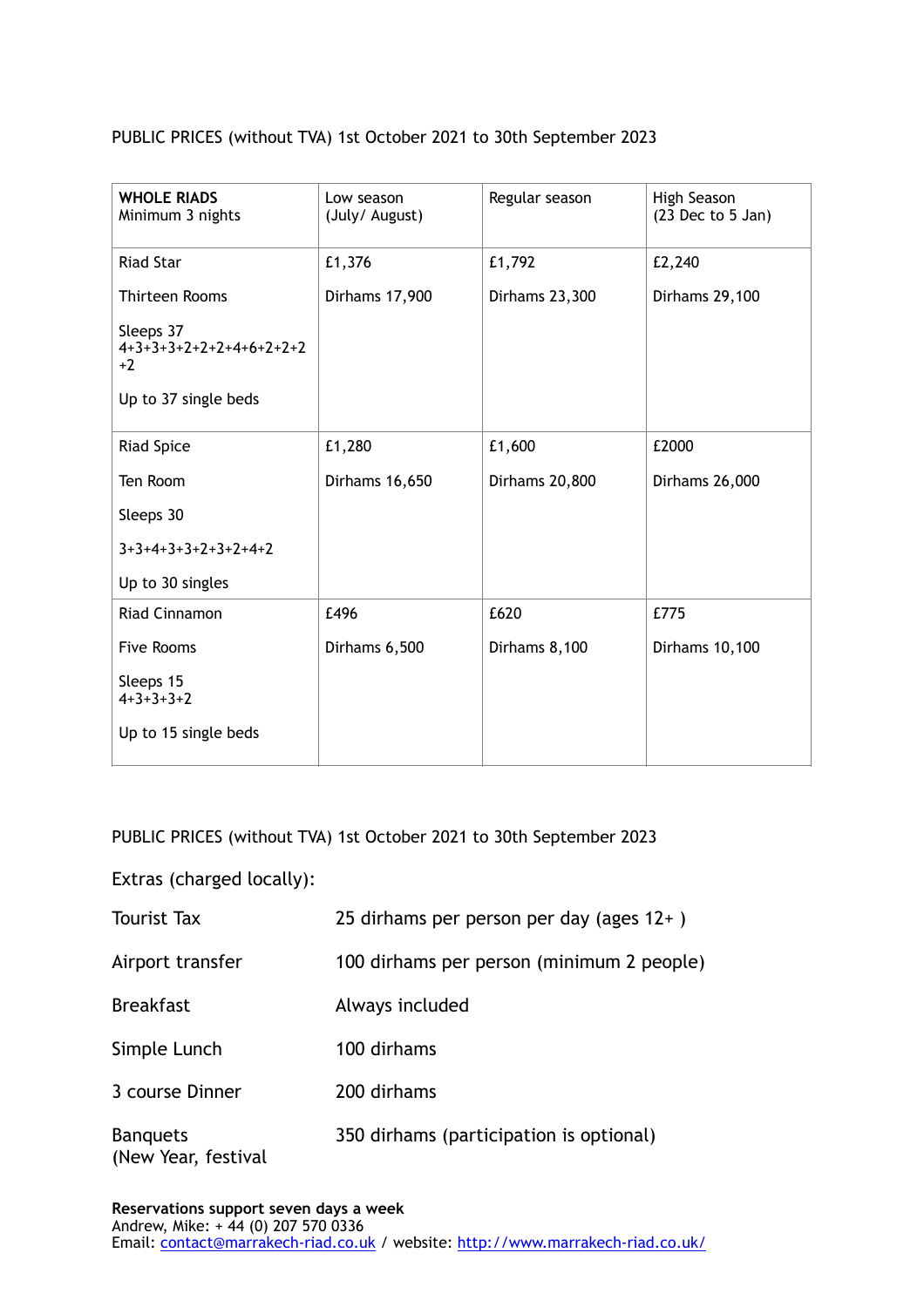PUBLIC PRICES (without TVA) 1st October 2021 to 30th September 2023

| **WHOLE RIADS** Minimum 3 nights | Low season (July/ August) | Regular season | High Season (23 Dec to 5 Jan) |
|---|---|---|---|
| Riad Star<br><br>Thirteen Rooms<br><br>Sleeps 37 4+3+3+3+2+2+2+4+6+2+2+2 +2<br><br>Up to 37 single beds | £1,376<br><br>Dirhams 17,900 | £1,792<br><br>Dirhams 23,300 | £2,240<br><br>Dirhams 29,100 |
| Riad Spice<br><br>Ten Room<br><br>Sleeps 30<br><br>3+3+4+3+3+2+3+2+4+2<br><br>Up to 30 singles | £1,280<br><br>Dirhams 16,650 | £1,600<br><br>Dirhams 20,800 | £2000<br><br>Dirhams 26,000 |
| Riad Cinnamon<br><br>Five Rooms<br><br>Sleeps 15 4+3+3+3+2<br><br>Up to 15 single beds | £496<br><br>Dirhams 6,500 | £620<br><br>Dirhams 8,100 | £775<br><br>Dirhams 10,100 |

PUBLIC PRICES (without TVA) 1st October 2021 to 30th September 2023

Extras (charged locally):

| | |
|---|---|
| Tourist Tax | 25 dirhams per person per day (ages 12+ ) |
| Airport transfer | 100 dirhams per person (minimum 2 people) |
| Breakfast | Always included |
| Simple Lunch | 100 dirhams |
| 3 course Dinner | 200 dirhams |
| Banquets (New Year, festival | 350 dirhams (participation is optional) |

**Reservations support seven days a week**
Andrew, Mike: + 44 (0) 207 570 0336
Email: contact@marrakech-riad.co.uk / website: http://www.marrakech-riad.co.uk/